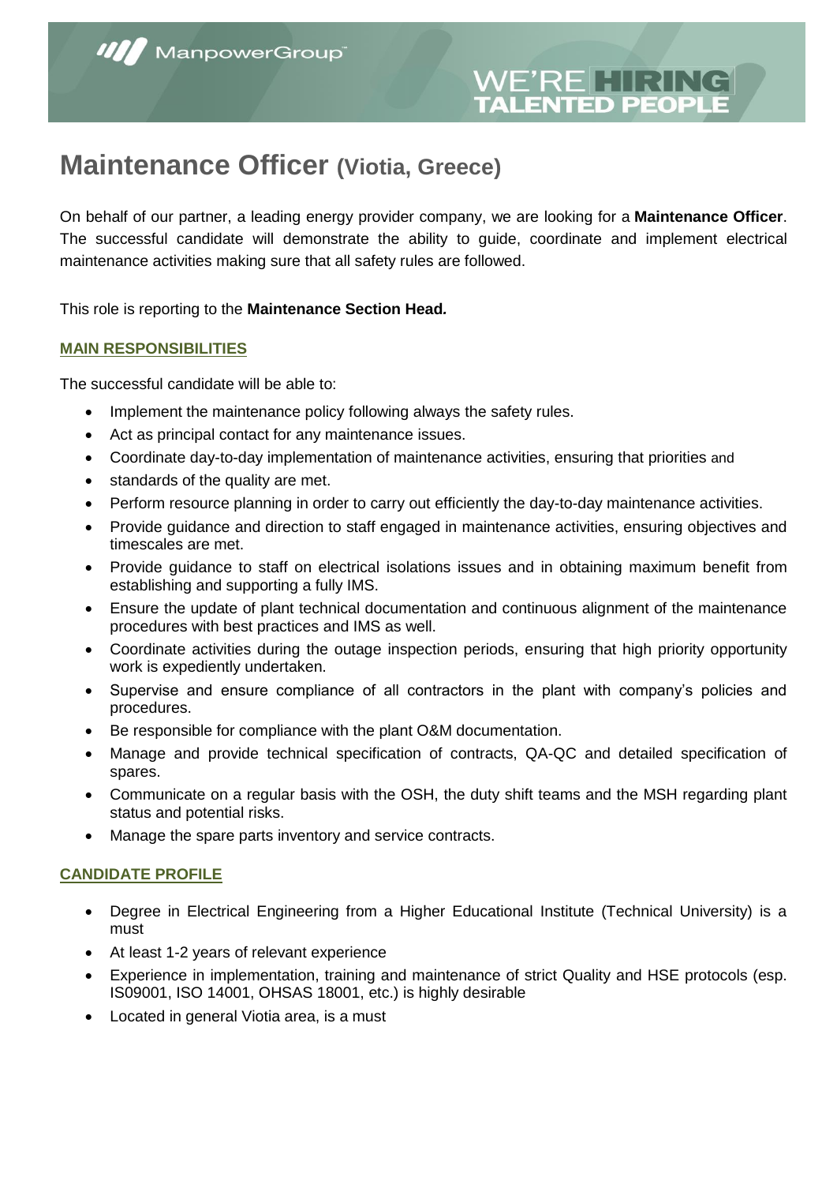ManpowerGroup

WE'RE HIRING TALENTED PEOPLE

# Maintenance Officer (Viotia, Greece)

On behalf of our partner, a leading energy provider company, we are looking for a **Maintenance Officer**. The successful candidate will demonstrate the ability to guide, coordinate and implement electrical maintenance activities making sure that all safety rules are followed.

This role is reporting to the **Maintenance Section Head.**

## MAIN RESPONSIBILITIES

The successful candidate will be able to:

- Implement the maintenance policy following always the safety rules.
- Act as principal contact for any maintenance issues.
- Coordinate day-to-day implementation of maintenance activities, ensuring that priorities and
- standards of the quality are met.
- Perform resource planning in order to carry out efficiently the day-to-day maintenance activities.
- Provide guidance and direction to staff engaged in maintenance activities, ensuring objectives and timescales are met.
- Provide guidance to staff on electrical isolations issues and in obtaining maximum benefit from establishing and supporting a fully IMS.
- Ensure the update of plant technical documentation and continuous alignment of the maintenance procedures with best practices and IMS as well.
- Coordinate activities during the outage inspection periods, ensuring that high priority opportunity work is expediently undertaken.
- Supervise and ensure compliance of all contractors in the plant with company's policies and procedures.
- Be responsible for compliance with the plant O&M documentation.
- Manage and provide technical specification of contracts, QA-QC and detailed specification of spares.
- Communicate on a regular basis with the OSH, the duty shift teams and the MSH regarding plant status and potential risks.
- Manage the spare parts inventory and service contracts.

## CANDIDATE PROFILE

- Degree in Electrical Engineering from a Higher Educational Institute (Technical University) is a must
- At least 1-2 years of relevant experience
- Experience in implementation, training and maintenance of strict Quality and HSE protocols (esp. IS09001, ISO 14001, OHSAS 18001, etc.) is highly desirable
- Located in general Viotia area, is a must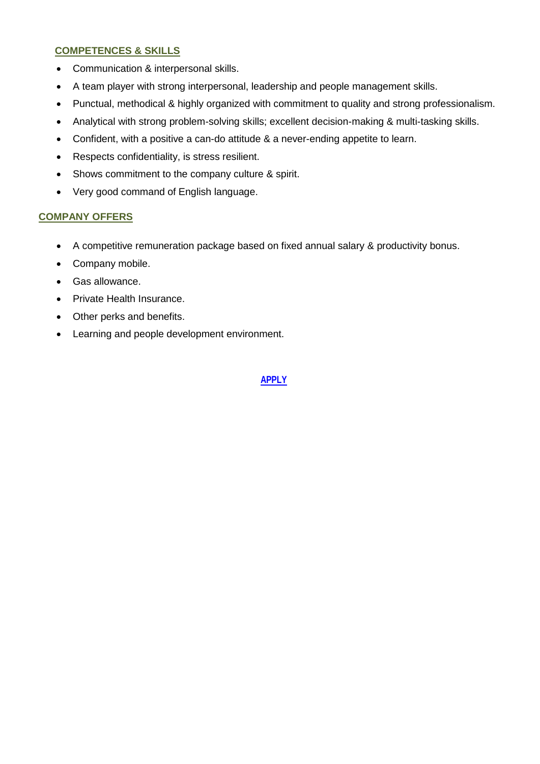## COMPETENCES & SKILLS

- Communication & interpersonal skills.
- A team player with strong interpersonal, leadership and people management skills.
- Punctual, methodical & highly organized with commitment to quality and strong professionalism.
- Analytical with strong problem-solving skills; excellent decision-making & multi-tasking skills.
- Confident, with a positive a can-do attitude & a never-ending appetite to learn.
- Respects confidentiality, is stress resilient.
- Shows commitment to the company culture & spirit.
- Very good command of English language.

## COMPANY OFFERS

- A competitive remuneration package based on fixed annual salary & productivity bonus.
- Company mobile.
- Gas allowance.
- Private Health Insurance.
- Other perks and benefits.
- Learning and people development environment.

**APPLY**